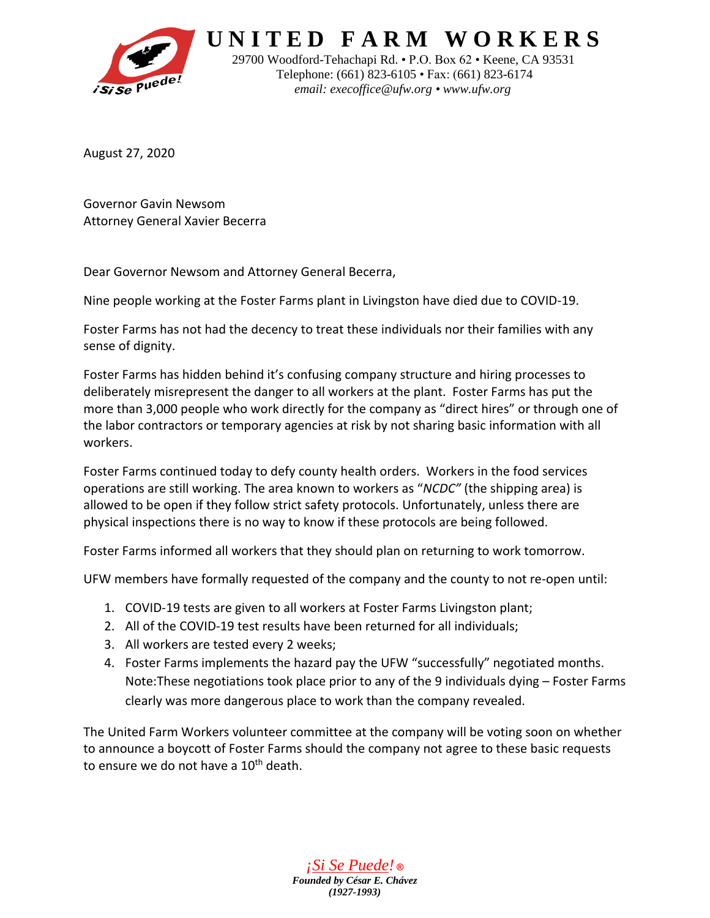# UNITED FARM WORKERS

29700 Woodford-Tehachapi Rd. • P.O. Box 62 • Keene, CA 93531
Telephone: (661) 823-6105 • Fax: (661) 823-6174
*email: execoffice@ufw.org • www.ufw.org*

August 27, 2020

Governor Gavin Newsom
Attorney General Xavier Becerra

Dear Governor Newsom and Attorney General Becerra,

Nine people working at the Foster Farms plant in Livingston have died due to COVID-19.

Foster Farms has not had the decency to treat these individuals nor their families with any sense of dignity.

Foster Farms has hidden behind it's confusing company structure and hiring processes to deliberately misrepresent the danger to all workers at the plant. Foster Farms has put the more than 3,000 people who work directly for the company as "direct hires" or through one of the labor contractors or temporary agencies at risk by not sharing basic information with all workers.

Foster Farms continued today to defy county health orders. Workers in the food services operations are still working. The area known to workers as "*NCDC*" (the shipping area) is allowed to be open if they follow strict safety protocols. Unfortunately, unless there are physical inspections there is no way to know if these protocols are being followed.

Foster Farms informed all workers that they should plan on returning to work tomorrow.

UFW members have formally requested of the company and the county to not re-open until:

1. COVID-19 tests are given to all workers at Foster Farms Livingston plant;
2. All of the COVID-19 test results have been returned for all individuals;
3. All workers are tested every 2 weeks;
4. Foster Farms implements the hazard pay the UFW "successfully" negotiated months. Note:These negotiations took place prior to any of the 9 individuals dying – Foster Farms clearly was more dangerous place to work than the company revealed.

The United Farm Workers volunteer committee at the company will be voting soon on whether to announce a boycott of Foster Farms should the company not agree to these basic requests to ensure we do not have a 10th death.

*¡Si Se Puede!* ®
***Founded by César E. Chávez***
***(1927-1993)***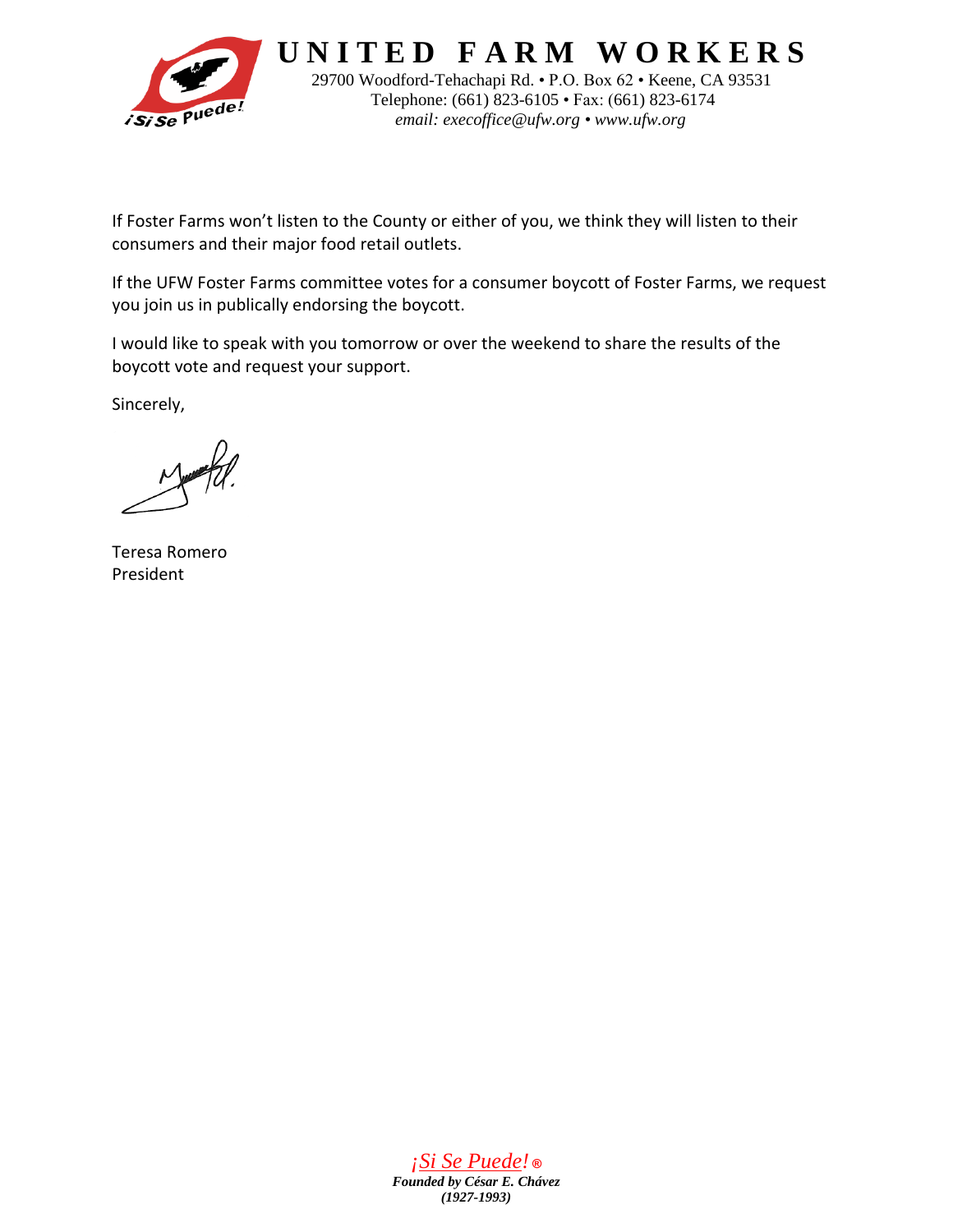If Foster Farms won't listen to the County or either of you, we think they will listen to their consumers and their major food retail outlets.

If the UFW Foster Farms committee votes for a consumer boycott of Foster Farms, we request you join us in publically endorsing the boycott.

I would like to speak with you tomorrow or over the weekend to share the results of the boycott vote and request your support.

Sincerely,

Teresa Romero
President